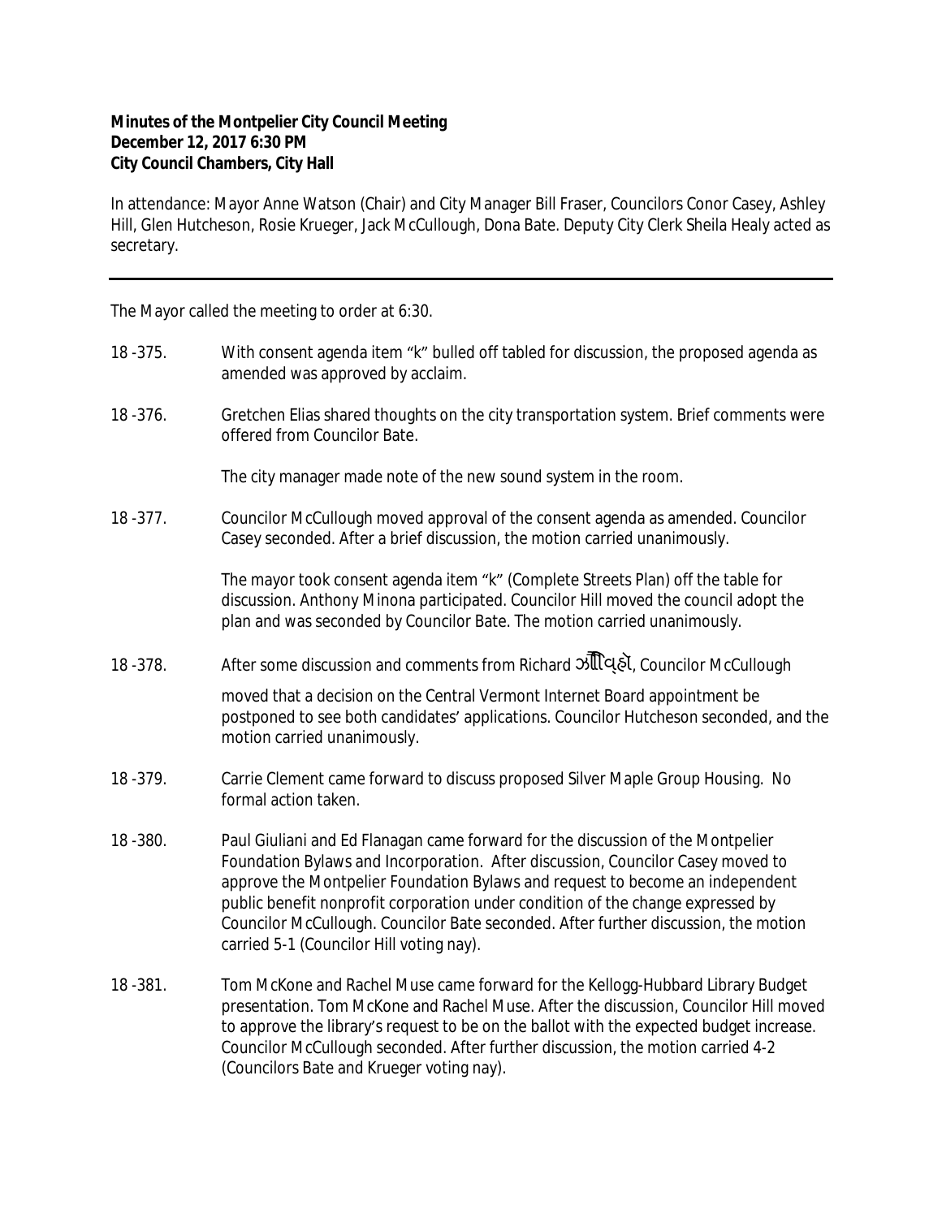**Minutes of the Montpelier City Council Meeting**
**December 12, 2017 6:30 PM**
**City Council Chambers, City Hall**

In attendance: Mayor Anne Watson (Chair) and City Manager Bill Fraser, Councilors Conor Casey, Ashley Hill, Glen Hutcheson, Rosie Krueger, Jack McCullough, Dona Bate. Deputy City Clerk Sheila Healy acted as secretary.

---

The Mayor called the meeting to order at 6:30.

18 -375. With consent agenda item "k" bulled off tabled for discussion, the proposed agenda as amended was approved by acclaim.

18 -376. Gretchen Elias shared thoughts on the city transportation system. Brief comments were offered from Councilor Bate.

The city manager made note of the new sound system in the room.

18 -377. Councilor McCullough moved approval of the consent agenda as amended. Councilor Casey seconded. After a brief discussion, the motion carried unanimously.

The mayor took consent agenda item "k" (Complete Streets Plan) off the table for discussion. Anthony Minona participated. Councilor Hill moved the council adopt the plan and was seconded by Councilor Bate. The motion carried unanimously.

18 -378. After some discussion and comments from Richard ઝીવ્હો, Councilor McCullough moved that a decision on the Central Vermont Internet Board appointment be postponed to see both candidates' applications. Councilor Hutcheson seconded, and the motion carried unanimously.

18 -379. Carrie Clement came forward to discuss proposed Silver Maple Group Housing. No formal action taken.

18 -380. Paul Giuliani and Ed Flanagan came forward for the discussion of the Montpelier Foundation Bylaws and Incorporation. After discussion, Councilor Casey moved to approve the Montpelier Foundation Bylaws and request to become an independent public benefit nonprofit corporation under condition of the change expressed by Councilor McCullough. Councilor Bate seconded. After further discussion, the motion carried 5-1 (Councilor Hill voting nay).

18 -381. Tom McKone and Rachel Muse came forward for the Kellogg-Hubbard Library Budget presentation. Tom McKone and Rachel Muse. After the discussion, Councilor Hill moved to approve the library's request to be on the ballot with the expected budget increase. Councilor McCullough seconded. After further discussion, the motion carried 4-2 (Councilors Bate and Krueger voting nay).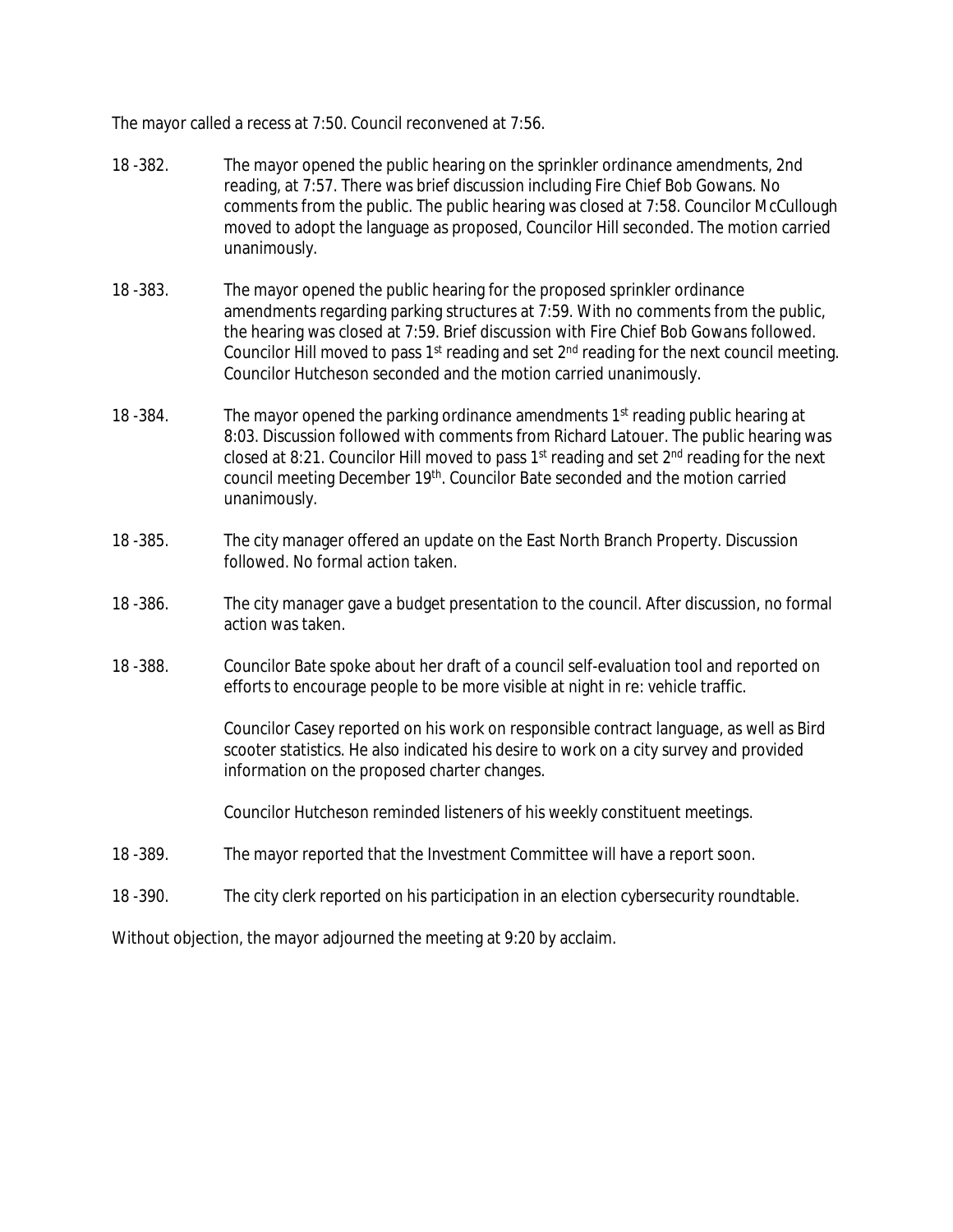The mayor called a recess at 7:50. Council reconvened at 7:56.

18 -382. The mayor opened the public hearing on the sprinkler ordinance amendments, 2nd reading, at 7:57. There was brief discussion including Fire Chief Bob Gowans. No comments from the public. The public hearing was closed at 7:58. Councilor McCullough moved to adopt the language as proposed, Councilor Hill seconded. The motion carried unanimously.

18 -383. The mayor opened the public hearing for the proposed sprinkler ordinance amendments regarding parking structures at 7:59. With no comments from the public, the hearing was closed at 7:59. Brief discussion with Fire Chief Bob Gowans followed. Councilor Hill moved to pass 1st reading and set 2nd reading for the next council meeting. Councilor Hutcheson seconded and the motion carried unanimously.

18 -384. The mayor opened the parking ordinance amendments 1st reading public hearing at 8:03. Discussion followed with comments from Richard Latouer. The public hearing was closed at 8:21. Councilor Hill moved to pass 1st reading and set 2nd reading for the next council meeting December 19th. Councilor Bate seconded and the motion carried unanimously.

18 -385. The city manager offered an update on the East North Branch Property. Discussion followed. No formal action taken.

18 -386. The city manager gave a budget presentation to the council. After discussion, no formal action was taken.

18 -388. Councilor Bate spoke about her draft of a council self-evaluation tool and reported on efforts to encourage people to be more visible at night in re: vehicle traffic.

Councilor Casey reported on his work on responsible contract language, as well as Bird scooter statistics. He also indicated his desire to work on a city survey and provided information on the proposed charter changes.

Councilor Hutcheson reminded listeners of his weekly constituent meetings.

18 -389. The mayor reported that the Investment Committee will have a report soon.

18 -390. The city clerk reported on his participation in an election cybersecurity roundtable.

Without objection, the mayor adjourned the meeting at 9:20 by acclaim.